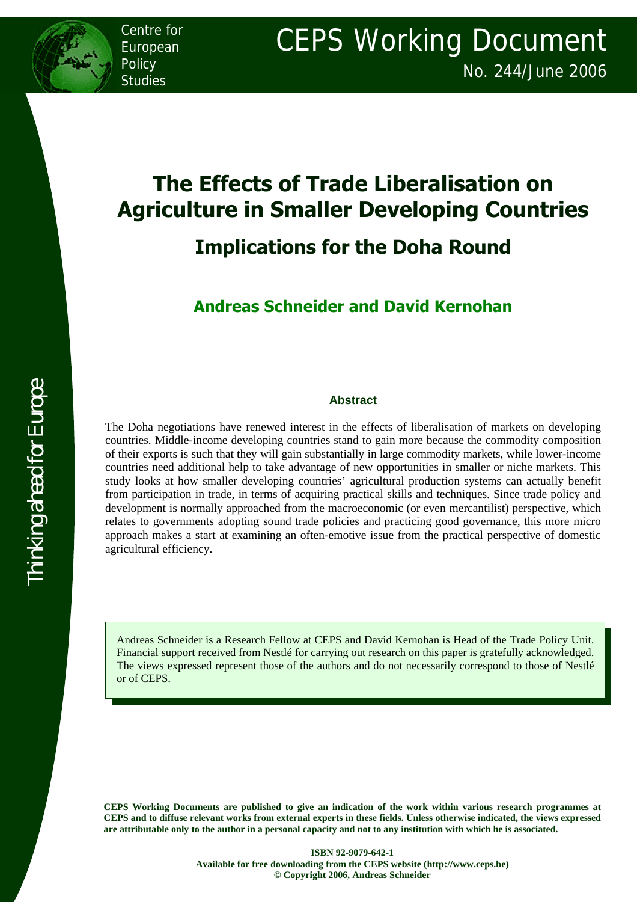Centre for European Policy Studies

# CEPS Working Document

No. 244/June 2006

Thinking ahead for Europe

# The Effects of Trade Liberalisation on Agriculture in Smaller Developing Countries

## Implications for the Doha Round

### Andreas Schneider and David Kernohan

#### Abstract

The Doha negotiations have renewed interest in the effects of liberalisation of markets on developing countries. Middle-income developing countries stand to gain more because the commodity composition of their exports is such that they will gain substantially in large commodity markets, while lower-income countries need additional help to take advantage of new opportunities in smaller or niche markets. This study looks at how smaller developing countries' agricultural production systems can actually benefit from participation in trade, in terms of acquiring practical skills and techniques. Since trade policy and development is normally approached from the macroeconomic (or even mercantilist) perspective, which relates to governments adopting sound trade policies and practicing good governance, this more micro approach makes a start at examining an often-emotive issue from the practical perspective of domestic agricultural efficiency.

Andreas Schneider is a Research Fellow at CEPS and David Kernohan is Head of the Trade Policy Unit. Financial support received from Nestlé for carrying out research on this paper is gratefully acknowledged. The views expressed represent those of the authors and do not necessarily correspond to those of Nestlé or of CEPS.

**CEPS Working Documents are published to give an indication of the work within various research programmes at CEPS and to diffuse relevant works from external experts in these fields. Unless otherwise indicated, the views expressed are attributable only to the author in a personal capacity and not to any institution with which he is associated.**

**ISBN 92-9079-642-1**
**Available for free downloading from the CEPS website (http://www.ceps.be)**
**© Copyright 2006, Andreas Schneider**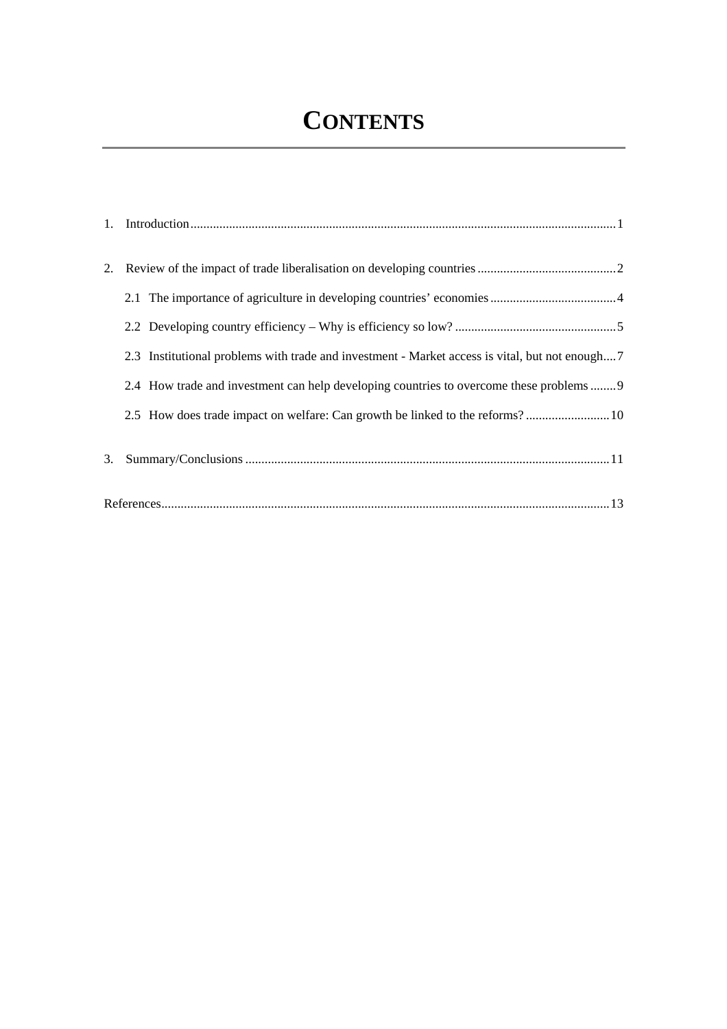# CONTENTS

1. Introduction ........ 1

2. Review of the impact of trade liberalisation on developing countries ........ 2

   2.1 The importance of agriculture in developing countries' economies ........ 4

   2.2 Developing country efficiency – Why is efficiency so low? ........ 5

   2.3 Institutional problems with trade and investment - Market access is vital, but not enough ........ 7

   2.4 How trade and investment can help developing countries to overcome these problems ........ 9

   2.5 How does trade impact on welfare: Can growth be linked to the reforms? ........ 10

3. Summary/Conclusions ........ 11

References ........ 13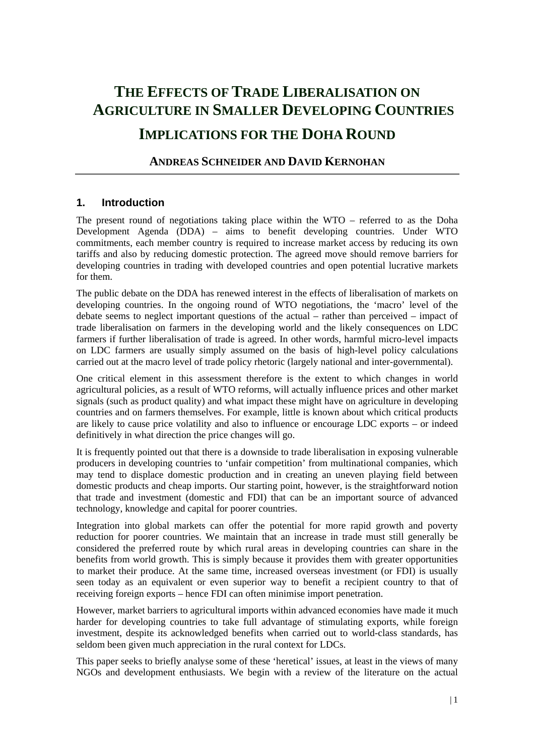# The Effects of Trade Liberalisation on Agriculture in Smaller Developing Countries

# Implications for the Doha Round

**Andreas Schneider and David Kernohan**

## 1. Introduction

The present round of negotiations taking place within the WTO – referred to as the Doha Development Agenda (DDA) – aims to benefit developing countries. Under WTO commitments, each member country is required to increase market access by reducing its own tariffs and also by reducing domestic protection. The agreed move should remove barriers for developing countries in trading with developed countries and open potential lucrative markets for them.

The public debate on the DDA has renewed interest in the effects of liberalisation of markets on developing countries. In the ongoing round of WTO negotiations, the 'macro' level of the debate seems to neglect important questions of the actual – rather than perceived – impact of trade liberalisation on farmers in the developing world and the likely consequences on LDC farmers if further liberalisation of trade is agreed. In other words, harmful micro-level impacts on LDC farmers are usually simply assumed on the basis of high-level policy calculations carried out at the macro level of trade policy rhetoric (largely national and inter-governmental).

One critical element in this assessment therefore is the extent to which changes in world agricultural policies, as a result of WTO reforms, will actually influence prices and other market signals (such as product quality) and what impact these might have on agriculture in developing countries and on farmers themselves. For example, little is known about which critical products are likely to cause price volatility and also to influence or encourage LDC exports – or indeed definitively in what direction the price changes will go.

It is frequently pointed out that there is a downside to trade liberalisation in exposing vulnerable producers in developing countries to 'unfair competition' from multinational companies, which may tend to displace domestic production and in creating an uneven playing field between domestic products and cheap imports. Our starting point, however, is the straightforward notion that trade and investment (domestic and FDI) that can be an important source of advanced technology, knowledge and capital for poorer countries.

Integration into global markets can offer the potential for more rapid growth and poverty reduction for poorer countries. We maintain that an increase in trade must still generally be considered the preferred route by which rural areas in developing countries can share in the benefits from world growth. This is simply because it provides them with greater opportunities to market their produce. At the same time, increased overseas investment (or FDI) is usually seen today as an equivalent or even superior way to benefit a recipient country to that of receiving foreign exports – hence FDI can often minimise import penetration.

However, market barriers to agricultural imports within advanced economies have made it much harder for developing countries to take full advantage of stimulating exports, while foreign investment, despite its acknowledged benefits when carried out to world-class standards, has seldom been given much appreciation in the rural context for LDCs.

This paper seeks to briefly analyse some of these 'heretical' issues, at least in the views of many NGOs and development enthusiasts. We begin with a review of the literature on the actual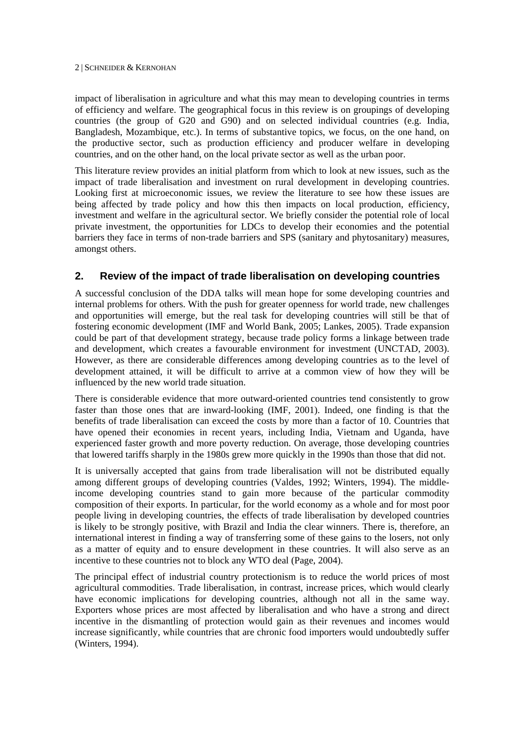impact of liberalisation in agriculture and what this may mean to developing countries in terms of efficiency and welfare. The geographical focus in this review is on groupings of developing countries (the group of G20 and G90) and on selected individual countries (e.g. India, Bangladesh, Mozambique, etc.). In terms of substantive topics, we focus, on the one hand, on the productive sector, such as production efficiency and producer welfare in developing countries, and on the other hand, on the local private sector as well as the urban poor.

This literature review provides an initial platform from which to look at new issues, such as the impact of trade liberalisation and investment on rural development in developing countries. Looking first at microeconomic issues, we review the literature to see how these issues are being affected by trade policy and how this then impacts on local production, efficiency, investment and welfare in the agricultural sector. We briefly consider the potential role of local private investment, the opportunities for LDCs to develop their economies and the potential barriers they face in terms of non-trade barriers and SPS (sanitary and phytosanitary) measures, amongst others.

## 2. Review of the impact of trade liberalisation on developing countries

A successful conclusion of the DDA talks will mean hope for some developing countries and internal problems for others. With the push for greater openness for world trade, new challenges and opportunities will emerge, but the real task for developing countries will still be that of fostering economic development (IMF and World Bank, 2005; Lankes, 2005). Trade expansion could be part of that development strategy, because trade policy forms a linkage between trade and development, which creates a favourable environment for investment (UNCTAD, 2003). However, as there are considerable differences among developing countries as to the level of development attained, it will be difficult to arrive at a common view of how they will be influenced by the new world trade situation.

There is considerable evidence that more outward-oriented countries tend consistently to grow faster than those ones that are inward-looking (IMF, 2001). Indeed, one finding is that the benefits of trade liberalisation can exceed the costs by more than a factor of 10. Countries that have opened their economies in recent years, including India, Vietnam and Uganda, have experienced faster growth and more poverty reduction. On average, those developing countries that lowered tariffs sharply in the 1980s grew more quickly in the 1990s than those that did not.

It is universally accepted that gains from trade liberalisation will not be distributed equally among different groups of developing countries (Valdes, 1992; Winters, 1994). The middle-income developing countries stand to gain more because of the particular commodity composition of their exports. In particular, for the world economy as a whole and for most poor people living in developing countries, the effects of trade liberalisation by developed countries is likely to be strongly positive, with Brazil and India the clear winners. There is, therefore, an international interest in finding a way of transferring some of these gains to the losers, not only as a matter of equity and to ensure development in these countries. It will also serve as an incentive to these countries not to block any WTO deal (Page, 2004).

The principal effect of industrial country protectionism is to reduce the world prices of most agricultural commodities. Trade liberalisation, in contrast, increase prices, which would clearly have economic implications for developing countries, although not all in the same way. Exporters whose prices are most affected by liberalisation and who have a strong and direct incentive in the dismantling of protection would gain as their revenues and incomes would increase significantly, while countries that are chronic food importers would undoubtedly suffer (Winters, 1994).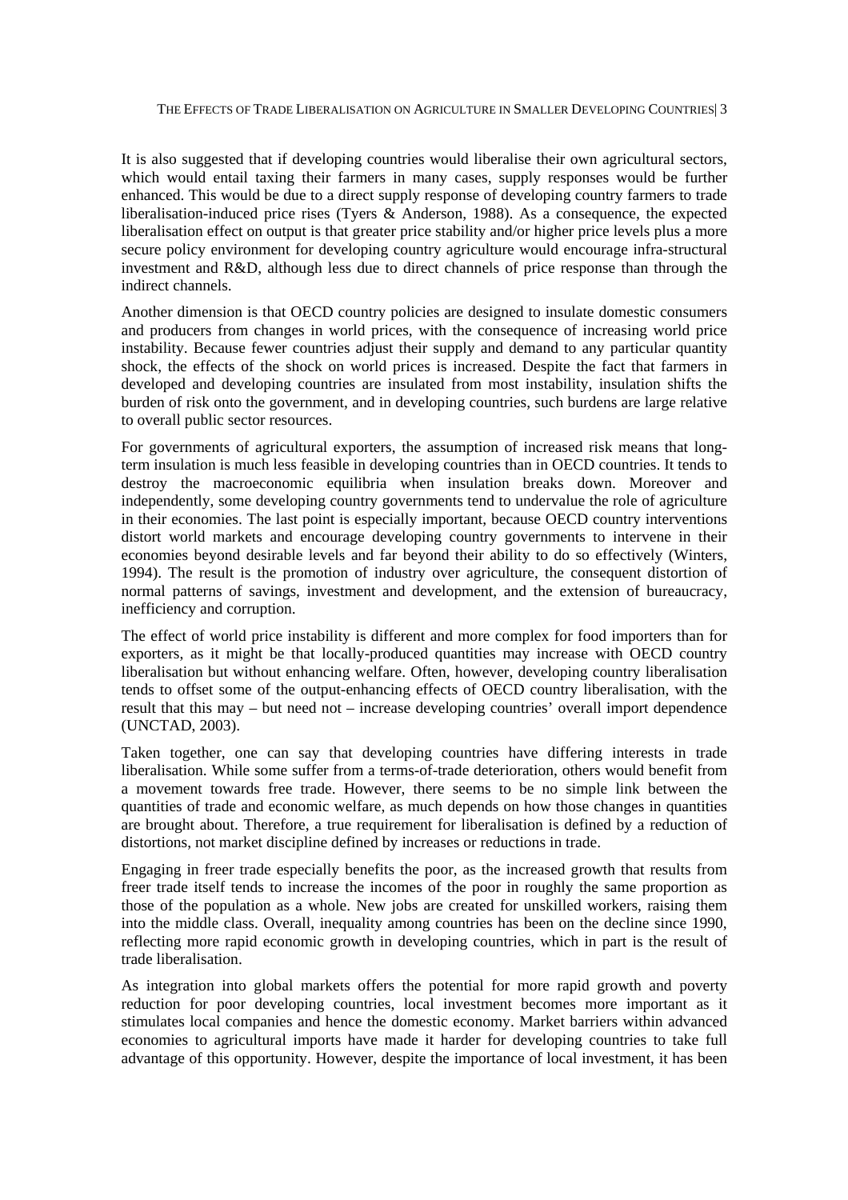It is also suggested that if developing countries would liberalise their own agricultural sectors, which would entail taxing their farmers in many cases, supply responses would be further enhanced. This would be due to a direct supply response of developing country farmers to trade liberalisation-induced price rises (Tyers & Anderson, 1988). As a consequence, the expected liberalisation effect on output is that greater price stability and/or higher price levels plus a more secure policy environment for developing country agriculture would encourage infra-structural investment and R&D, although less due to direct channels of price response than through the indirect channels.

Another dimension is that OECD country policies are designed to insulate domestic consumers and producers from changes in world prices, with the consequence of increasing world price instability. Because fewer countries adjust their supply and demand to any particular quantity shock, the effects of the shock on world prices is increased. Despite the fact that farmers in developed and developing countries are insulated from most instability, insulation shifts the burden of risk onto the government, and in developing countries, such burdens are large relative to overall public sector resources.

For governments of agricultural exporters, the assumption of increased risk means that long-term insulation is much less feasible in developing countries than in OECD countries. It tends to destroy the macroeconomic equilibria when insulation breaks down. Moreover and independently, some developing country governments tend to undervalue the role of agriculture in their economies. The last point is especially important, because OECD country interventions distort world markets and encourage developing country governments to intervene in their economies beyond desirable levels and far beyond their ability to do so effectively (Winters, 1994). The result is the promotion of industry over agriculture, the consequent distortion of normal patterns of savings, investment and development, and the extension of bureaucracy, inefficiency and corruption.

The effect of world price instability is different and more complex for food importers than for exporters, as it might be that locally-produced quantities may increase with OECD country liberalisation but without enhancing welfare. Often, however, developing country liberalisation tends to offset some of the output-enhancing effects of OECD country liberalisation, with the result that this may – but need not – increase developing countries' overall import dependence (UNCTAD, 2003).

Taken together, one can say that developing countries have differing interests in trade liberalisation. While some suffer from a terms-of-trade deterioration, others would benefit from a movement towards free trade. However, there seems to be no simple link between the quantities of trade and economic welfare, as much depends on how those changes in quantities are brought about. Therefore, a true requirement for liberalisation is defined by a reduction of distortions, not market discipline defined by increases or reductions in trade.

Engaging in freer trade especially benefits the poor, as the increased growth that results from freer trade itself tends to increase the incomes of the poor in roughly the same proportion as those of the population as a whole. New jobs are created for unskilled workers, raising them into the middle class. Overall, inequality among countries has been on the decline since 1990, reflecting more rapid economic growth in developing countries, which in part is the result of trade liberalisation.

As integration into global markets offers the potential for more rapid growth and poverty reduction for poor developing countries, local investment becomes more important as it stimulates local companies and hence the domestic economy. Market barriers within advanced economies to agricultural imports have made it harder for developing countries to take full advantage of this opportunity. However, despite the importance of local investment, it has been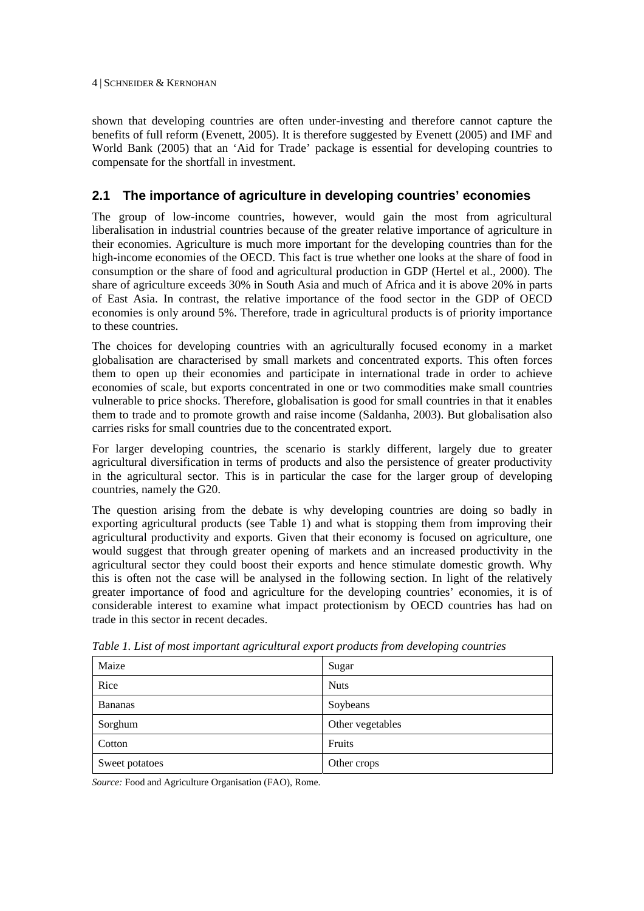shown that developing countries are often under-investing and therefore cannot capture the benefits of full reform (Evenett, 2005). It is therefore suggested by Evenett (2005) and IMF and World Bank (2005) that an 'Aid for Trade' package is essential for developing countries to compensate for the shortfall in investment.

## 2.1 The importance of agriculture in developing countries' economies

The group of low-income countries, however, would gain the most from agricultural liberalisation in industrial countries because of the greater relative importance of agriculture in their economies. Agriculture is much more important for the developing countries than for the high-income economies of the OECD. This fact is true whether one looks at the share of food in consumption or the share of food and agricultural production in GDP (Hertel et al., 2000). The share of agriculture exceeds 30% in South Asia and much of Africa and it is above 20% in parts of East Asia. In contrast, the relative importance of the food sector in the GDP of OECD economies is only around 5%. Therefore, trade in agricultural products is of priority importance to these countries.

The choices for developing countries with an agriculturally focused economy in a market globalisation are characterised by small markets and concentrated exports. This often forces them to open up their economies and participate in international trade in order to achieve economies of scale, but exports concentrated in one or two commodities make small countries vulnerable to price shocks. Therefore, globalisation is good for small countries in that it enables them to trade and to promote growth and raise income (Saldanha, 2003). But globalisation also carries risks for small countries due to the concentrated export.

For larger developing countries, the scenario is starkly different, largely due to greater agricultural diversification in terms of products and also the persistence of greater productivity in the agricultural sector. This is in particular the case for the larger group of developing countries, namely the G20.

The question arising from the debate is why developing countries are doing so badly in exporting agricultural products (see Table 1) and what is stopping them from improving their agricultural productivity and exports. Given that their economy is focused on agriculture, one would suggest that through greater opening of markets and an increased productivity in the agricultural sector they could boost their exports and hence stimulate domestic growth. Why this is often not the case will be analysed in the following section. In light of the relatively greater importance of food and agriculture for the developing countries' economies, it is of considerable interest to examine what impact protectionism by OECD countries has had on trade in this sector in recent decades.

*Table 1. List of most important agricultural export products from developing countries*

| | |
|---|---|
| Maize | Sugar |
| Rice | Nuts |
| Bananas | Soybeans |
| Sorghum | Other vegetables |
| Cotton | Fruits |
| Sweet potatoes | Other crops |

*Source:* Food and Agriculture Organisation (FAO), Rome.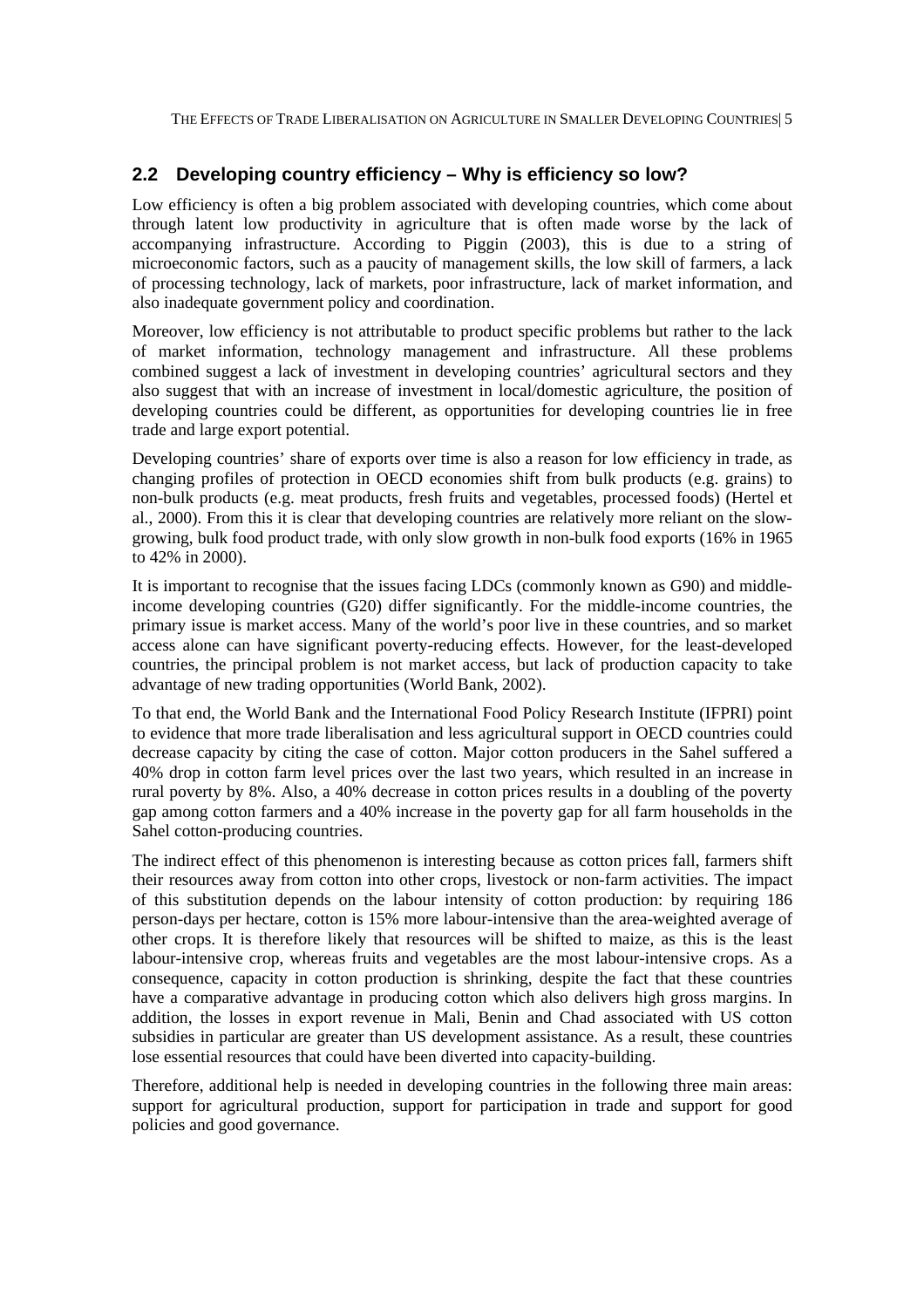## 2.2 Developing country efficiency – Why is efficiency so low?

Low efficiency is often a big problem associated with developing countries, which come about through latent low productivity in agriculture that is often made worse by the lack of accompanying infrastructure. According to Piggin (2003), this is due to a string of microeconomic factors, such as a paucity of management skills, the low skill of farmers, a lack of processing technology, lack of markets, poor infrastructure, lack of market information, and also inadequate government policy and coordination.

Moreover, low efficiency is not attributable to product specific problems but rather to the lack of market information, technology management and infrastructure. All these problems combined suggest a lack of investment in developing countries' agricultural sectors and they also suggest that with an increase of investment in local/domestic agriculture, the position of developing countries could be different, as opportunities for developing countries lie in free trade and large export potential.

Developing countries' share of exports over time is also a reason for low efficiency in trade, as changing profiles of protection in OECD economies shift from bulk products (e.g. grains) to non-bulk products (e.g. meat products, fresh fruits and vegetables, processed foods) (Hertel et al., 2000). From this it is clear that developing countries are relatively more reliant on the slow-growing, bulk food product trade, with only slow growth in non-bulk food exports (16% in 1965 to 42% in 2000).

It is important to recognise that the issues facing LDCs (commonly known as G90) and middle-income developing countries (G20) differ significantly. For the middle-income countries, the primary issue is market access. Many of the world's poor live in these countries, and so market access alone can have significant poverty-reducing effects. However, for the least-developed countries, the principal problem is not market access, but lack of production capacity to take advantage of new trading opportunities (World Bank, 2002).

To that end, the World Bank and the International Food Policy Research Institute (IFPRI) point to evidence that more trade liberalisation and less agricultural support in OECD countries could decrease capacity by citing the case of cotton. Major cotton producers in the Sahel suffered a 40% drop in cotton farm level prices over the last two years, which resulted in an increase in rural poverty by 8%. Also, a 40% decrease in cotton prices results in a doubling of the poverty gap among cotton farmers and a 40% increase in the poverty gap for all farm households in the Sahel cotton-producing countries.

The indirect effect of this phenomenon is interesting because as cotton prices fall, farmers shift their resources away from cotton into other crops, livestock or non-farm activities. The impact of this substitution depends on the labour intensity of cotton production: by requiring 186 person-days per hectare, cotton is 15% more labour-intensive than the area-weighted average of other crops. It is therefore likely that resources will be shifted to maize, as this is the least labour-intensive crop, whereas fruits and vegetables are the most labour-intensive crops. As a consequence, capacity in cotton production is shrinking, despite the fact that these countries have a comparative advantage in producing cotton which also delivers high gross margins. In addition, the losses in export revenue in Mali, Benin and Chad associated with US cotton subsidies in particular are greater than US development assistance. As a result, these countries lose essential resources that could have been diverted into capacity-building.

Therefore, additional help is needed in developing countries in the following three main areas: support for agricultural production, support for participation in trade and support for good policies and good governance.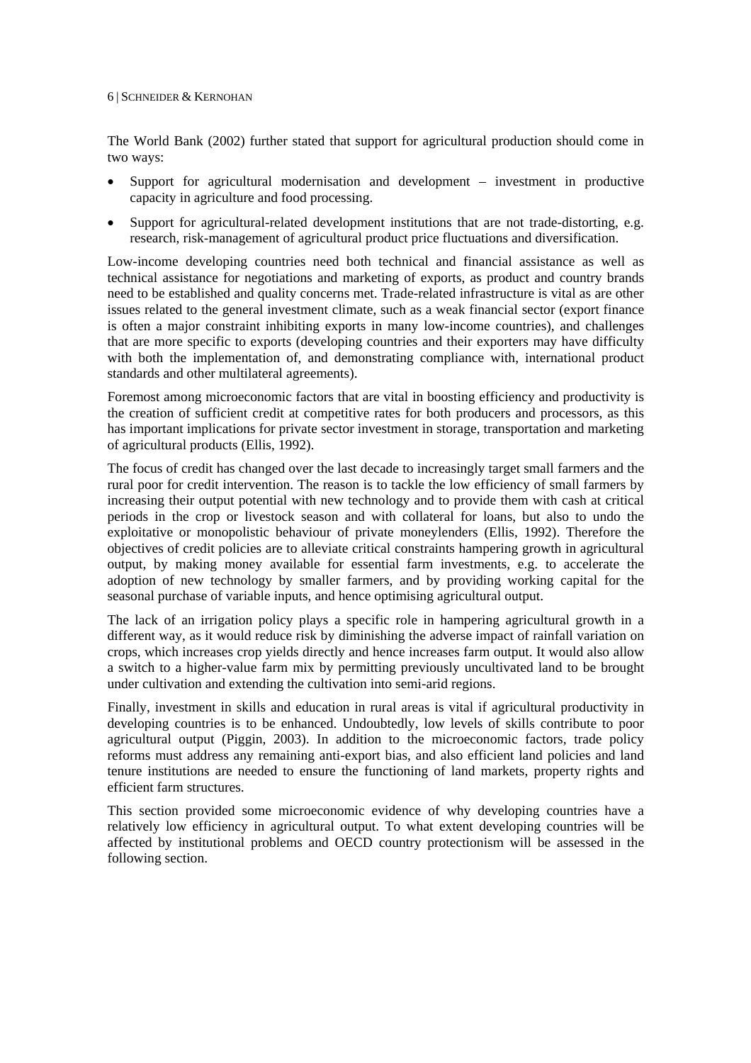The World Bank (2002) further stated that support for agricultural production should come in two ways:

- Support for agricultural modernisation and development – investment in productive capacity in agriculture and food processing.
- Support for agricultural-related development institutions that are not trade-distorting, e.g. research, risk-management of agricultural product price fluctuations and diversification.

Low-income developing countries need both technical and financial assistance as well as technical assistance for negotiations and marketing of exports, as product and country brands need to be established and quality concerns met. Trade-related infrastructure is vital as are other issues related to the general investment climate, such as a weak financial sector (export finance is often a major constraint inhibiting exports in many low-income countries), and challenges that are more specific to exports (developing countries and their exporters may have difficulty with both the implementation of, and demonstrating compliance with, international product standards and other multilateral agreements).

Foremost among microeconomic factors that are vital in boosting efficiency and productivity is the creation of sufficient credit at competitive rates for both producers and processors, as this has important implications for private sector investment in storage, transportation and marketing of agricultural products (Ellis, 1992).

The focus of credit has changed over the last decade to increasingly target small farmers and the rural poor for credit intervention. The reason is to tackle the low efficiency of small farmers by increasing their output potential with new technology and to provide them with cash at critical periods in the crop or livestock season and with collateral for loans, but also to undo the exploitative or monopolistic behaviour of private moneylenders (Ellis, 1992). Therefore the objectives of credit policies are to alleviate critical constraints hampering growth in agricultural output, by making money available for essential farm investments, e.g. to accelerate the adoption of new technology by smaller farmers, and by providing working capital for the seasonal purchase of variable inputs, and hence optimising agricultural output.

The lack of an irrigation policy plays a specific role in hampering agricultural growth in a different way, as it would reduce risk by diminishing the adverse impact of rainfall variation on crops, which increases crop yields directly and hence increases farm output. It would also allow a switch to a higher-value farm mix by permitting previously uncultivated land to be brought under cultivation and extending the cultivation into semi-arid regions.

Finally, investment in skills and education in rural areas is vital if agricultural productivity in developing countries is to be enhanced. Undoubtedly, low levels of skills contribute to poor agricultural output (Piggin, 2003). In addition to the microeconomic factors, trade policy reforms must address any remaining anti-export bias, and also efficient land policies and land tenure institutions are needed to ensure the functioning of land markets, property rights and efficient farm structures.

This section provided some microeconomic evidence of why developing countries have a relatively low efficiency in agricultural output. To what extent developing countries will be affected by institutional problems and OECD country protectionism will be assessed in the following section.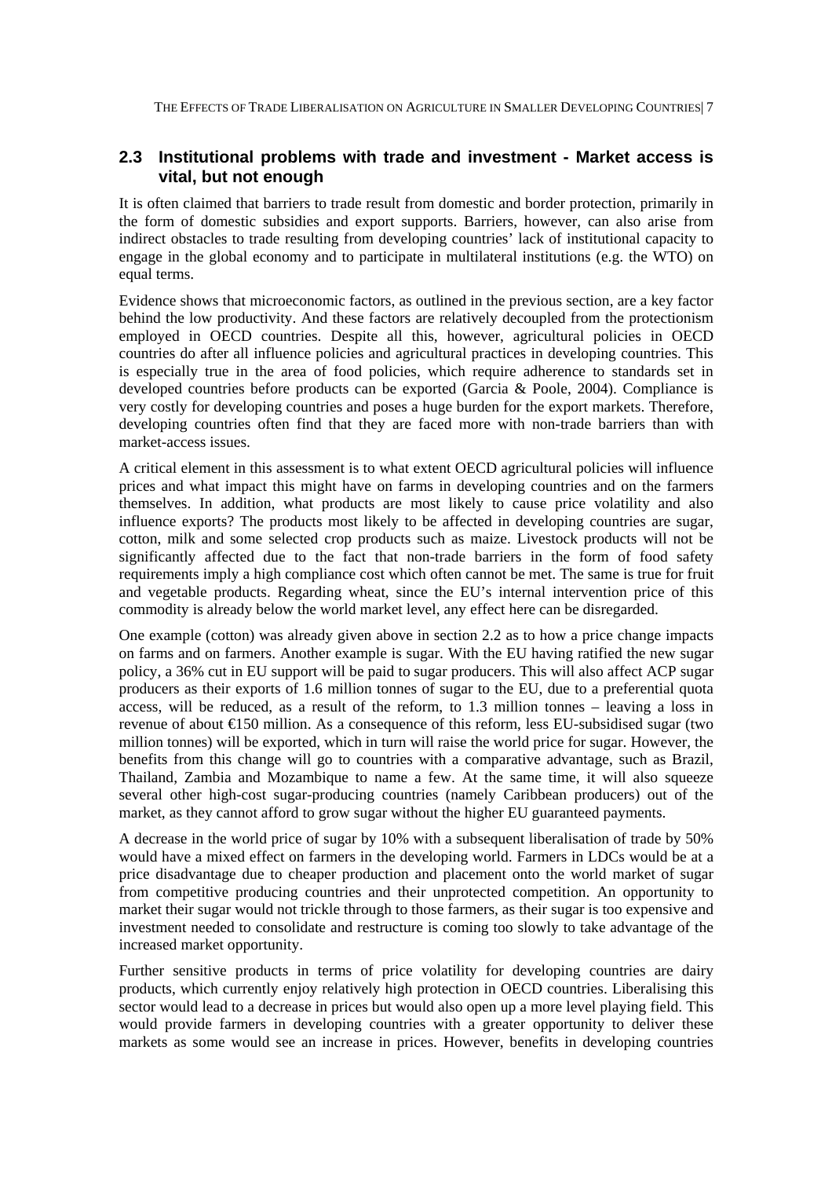## 2.3 Institutional problems with trade and investment - Market access is vital, but not enough

It is often claimed that barriers to trade result from domestic and border protection, primarily in the form of domestic subsidies and export supports. Barriers, however, can also arise from indirect obstacles to trade resulting from developing countries' lack of institutional capacity to engage in the global economy and to participate in multilateral institutions (e.g. the WTO) on equal terms.

Evidence shows that microeconomic factors, as outlined in the previous section, are a key factor behind the low productivity. And these factors are relatively decoupled from the protectionism employed in OECD countries. Despite all this, however, agricultural policies in OECD countries do after all influence policies and agricultural practices in developing countries. This is especially true in the area of food policies, which require adherence to standards set in developed countries before products can be exported (Garcia & Poole, 2004). Compliance is very costly for developing countries and poses a huge burden for the export markets. Therefore, developing countries often find that they are faced more with non-trade barriers than with market-access issues.

A critical element in this assessment is to what extent OECD agricultural policies will influence prices and what impact this might have on farms in developing countries and on the farmers themselves. In addition, what products are most likely to cause price volatility and also influence exports? The products most likely to be affected in developing countries are sugar, cotton, milk and some selected crop products such as maize. Livestock products will not be significantly affected due to the fact that non-trade barriers in the form of food safety requirements imply a high compliance cost which often cannot be met. The same is true for fruit and vegetable products. Regarding wheat, since the EU's internal intervention price of this commodity is already below the world market level, any effect here can be disregarded.

One example (cotton) was already given above in section 2.2 as to how a price change impacts on farms and on farmers. Another example is sugar. With the EU having ratified the new sugar policy, a 36% cut in EU support will be paid to sugar producers. This will also affect ACP sugar producers as their exports of 1.6 million tonnes of sugar to the EU, due to a preferential quota access, will be reduced, as a result of the reform, to 1.3 million tonnes – leaving a loss in revenue of about €150 million. As a consequence of this reform, less EU-subsidised sugar (two million tonnes) will be exported, which in turn will raise the world price for sugar. However, the benefits from this change will go to countries with a comparative advantage, such as Brazil, Thailand, Zambia and Mozambique to name a few. At the same time, it will also squeeze several other high-cost sugar-producing countries (namely Caribbean producers) out of the market, as they cannot afford to grow sugar without the higher EU guaranteed payments.

A decrease in the world price of sugar by 10% with a subsequent liberalisation of trade by 50% would have a mixed effect on farmers in the developing world. Farmers in LDCs would be at a price disadvantage due to cheaper production and placement onto the world market of sugar from competitive producing countries and their unprotected competition. An opportunity to market their sugar would not trickle through to those farmers, as their sugar is too expensive and investment needed to consolidate and restructure is coming too slowly to take advantage of the increased market opportunity.

Further sensitive products in terms of price volatility for developing countries are dairy products, which currently enjoy relatively high protection in OECD countries. Liberalising this sector would lead to a decrease in prices but would also open up a more level playing field. This would provide farmers in developing countries with a greater opportunity to deliver these markets as some would see an increase in prices. However, benefits in developing countries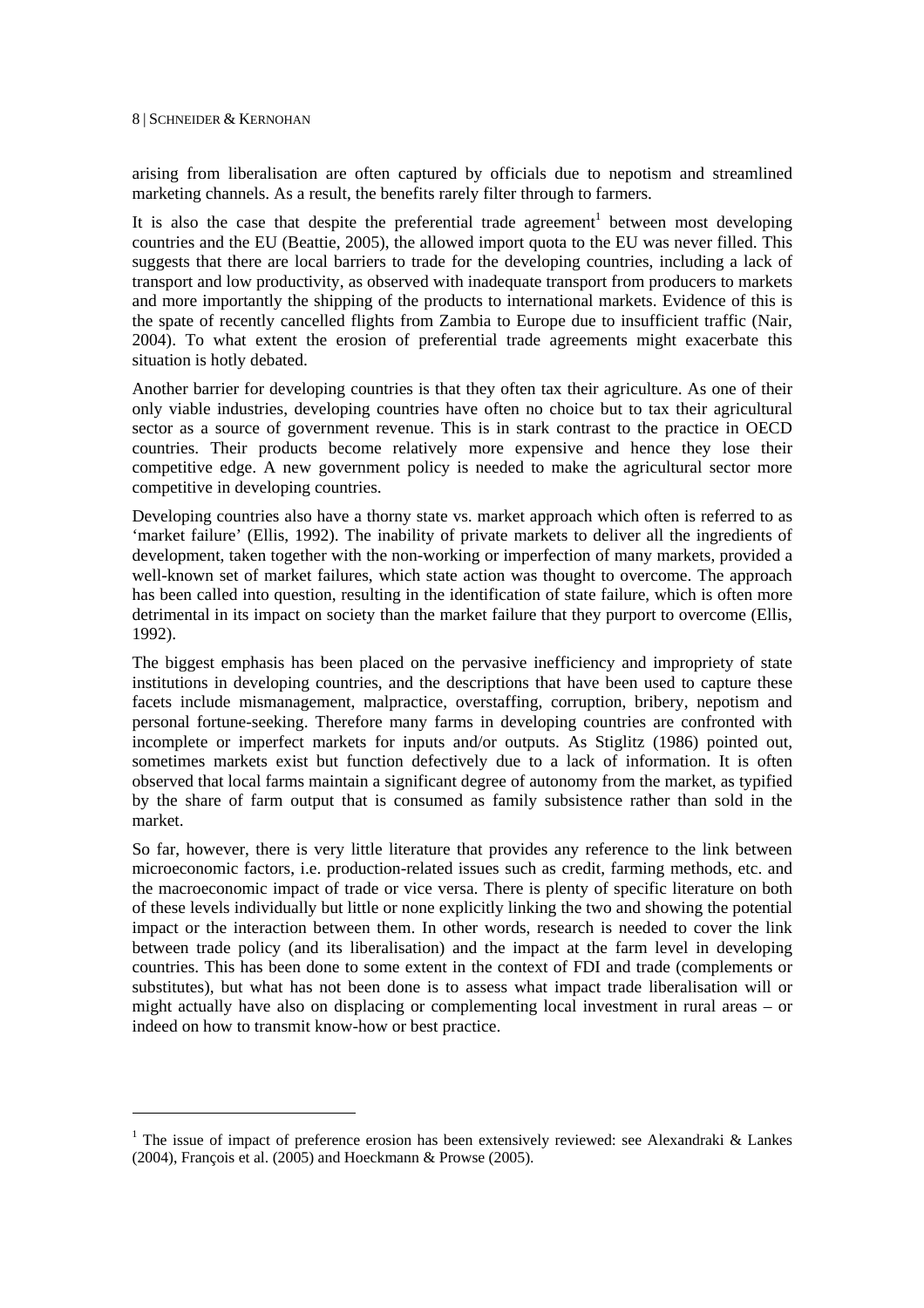arising from liberalisation are often captured by officials due to nepotism and streamlined marketing channels. As a result, the benefits rarely filter through to farmers.

It is also the case that despite the preferential trade agreement[1] between most developing countries and the EU (Beattie, 2005), the allowed import quota to the EU was never filled. This suggests that there are local barriers to trade for the developing countries, including a lack of transport and low productivity, as observed with inadequate transport from producers to markets and more importantly the shipping of the products to international markets. Evidence of this is the spate of recently cancelled flights from Zambia to Europe due to insufficient traffic (Nair, 2004). To what extent the erosion of preferential trade agreements might exacerbate this situation is hotly debated.

Another barrier for developing countries is that they often tax their agriculture. As one of their only viable industries, developing countries have often no choice but to tax their agricultural sector as a source of government revenue. This is in stark contrast to the practice in OECD countries. Their products become relatively more expensive and hence they lose their competitive edge. A new government policy is needed to make the agricultural sector more competitive in developing countries.

Developing countries also have a thorny state vs. market approach which often is referred to as 'market failure' (Ellis, 1992). The inability of private markets to deliver all the ingredients of development, taken together with the non-working or imperfection of many markets, provided a well-known set of market failures, which state action was thought to overcome. The approach has been called into question, resulting in the identification of state failure, which is often more detrimental in its impact on society than the market failure that they purport to overcome (Ellis, 1992).

The biggest emphasis has been placed on the pervasive inefficiency and impropriety of state institutions in developing countries, and the descriptions that have been used to capture these facets include mismanagement, malpractice, overstaffing, corruption, bribery, nepotism and personal fortune-seeking. Therefore many farms in developing countries are confronted with incomplete or imperfect markets for inputs and/or outputs. As Stiglitz (1986) pointed out, sometimes markets exist but function defectively due to a lack of information. It is often observed that local farms maintain a significant degree of autonomy from the market, as typified by the share of farm output that is consumed as family subsistence rather than sold in the market.

So far, however, there is very little literature that provides any reference to the link between microeconomic factors, i.e. production-related issues such as credit, farming methods, etc. and the macroeconomic impact of trade or vice versa. There is plenty of specific literature on both of these levels individually but little or none explicitly linking the two and showing the potential impact or the interaction between them. In other words, research is needed to cover the link between trade policy (and its liberalisation) and the impact at the farm level in developing countries. This has been done to some extent in the context of FDI and trade (complements or substitutes), but what has not been done is to assess what impact trade liberalisation will or might actually have also on displacing or complementing local investment in rural areas – or indeed on how to transmit know-how or best practice.

---

[1] The issue of impact of preference erosion has been extensively reviewed: see Alexandraki & Lankes (2004), François et al. (2005) and Hoeckmann & Prowse (2005).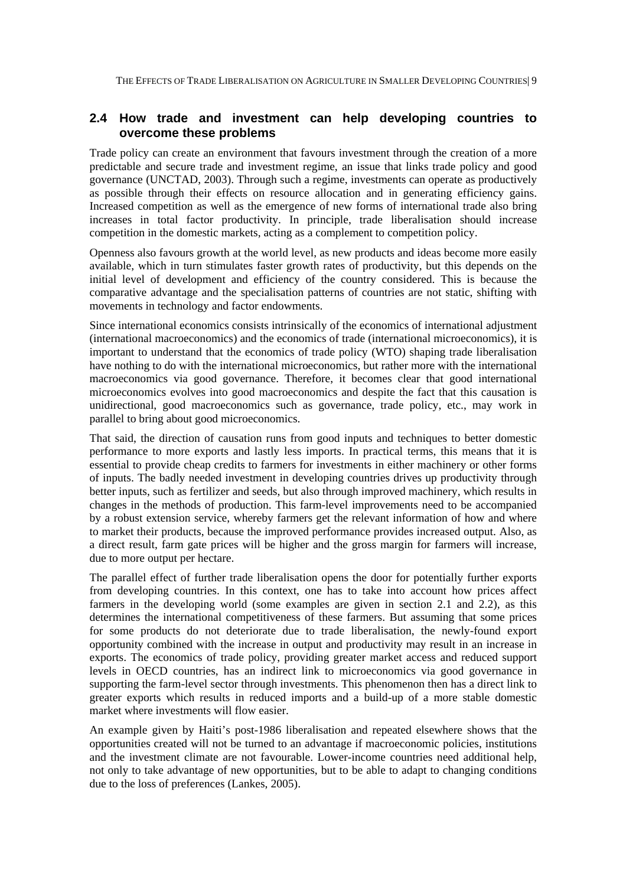## 2.4 How trade and investment can help developing countries to overcome these problems

Trade policy can create an environment that favours investment through the creation of a more predictable and secure trade and investment regime, an issue that links trade policy and good governance (UNCTAD, 2003). Through such a regime, investments can operate as productively as possible through their effects on resource allocation and in generating efficiency gains. Increased competition as well as the emergence of new forms of international trade also bring increases in total factor productivity. In principle, trade liberalisation should increase competition in the domestic markets, acting as a complement to competition policy.

Openness also favours growth at the world level, as new products and ideas become more easily available, which in turn stimulates faster growth rates of productivity, but this depends on the initial level of development and efficiency of the country considered. This is because the comparative advantage and the specialisation patterns of countries are not static, shifting with movements in technology and factor endowments.

Since international economics consists intrinsically of the economics of international adjustment (international macroeconomics) and the economics of trade (international microeconomics), it is important to understand that the economics of trade policy (WTO) shaping trade liberalisation have nothing to do with the international microeconomics, but rather more with the international macroeconomics via good governance. Therefore, it becomes clear that good international microeconomics evolves into good macroeconomics and despite the fact that this causation is unidirectional, good macroeconomics such as governance, trade policy, etc., may work in parallel to bring about good microeconomics.

That said, the direction of causation runs from good inputs and techniques to better domestic performance to more exports and lastly less imports. In practical terms, this means that it is essential to provide cheap credits to farmers for investments in either machinery or other forms of inputs. The badly needed investment in developing countries drives up productivity through better inputs, such as fertilizer and seeds, but also through improved machinery, which results in changes in the methods of production. This farm-level improvements need to be accompanied by a robust extension service, whereby farmers get the relevant information of how and where to market their products, because the improved performance provides increased output. Also, as a direct result, farm gate prices will be higher and the gross margin for farmers will increase, due to more output per hectare.

The parallel effect of further trade liberalisation opens the door for potentially further exports from developing countries. In this context, one has to take into account how prices affect farmers in the developing world (some examples are given in section 2.1 and 2.2), as this determines the international competitiveness of these farmers. But assuming that some prices for some products do not deteriorate due to trade liberalisation, the newly-found export opportunity combined with the increase in output and productivity may result in an increase in exports. The economics of trade policy, providing greater market access and reduced support levels in OECD countries, has an indirect link to microeconomics via good governance in supporting the farm-level sector through investments. This phenomenon then has a direct link to greater exports which results in reduced imports and a build-up of a more stable domestic market where investments will flow easier.

An example given by Haiti's post-1986 liberalisation and repeated elsewhere shows that the opportunities created will not be turned to an advantage if macroeconomic policies, institutions and the investment climate are not favourable. Lower-income countries need additional help, not only to take advantage of new opportunities, but to be able to adapt to changing conditions due to the loss of preferences (Lankes, 2005).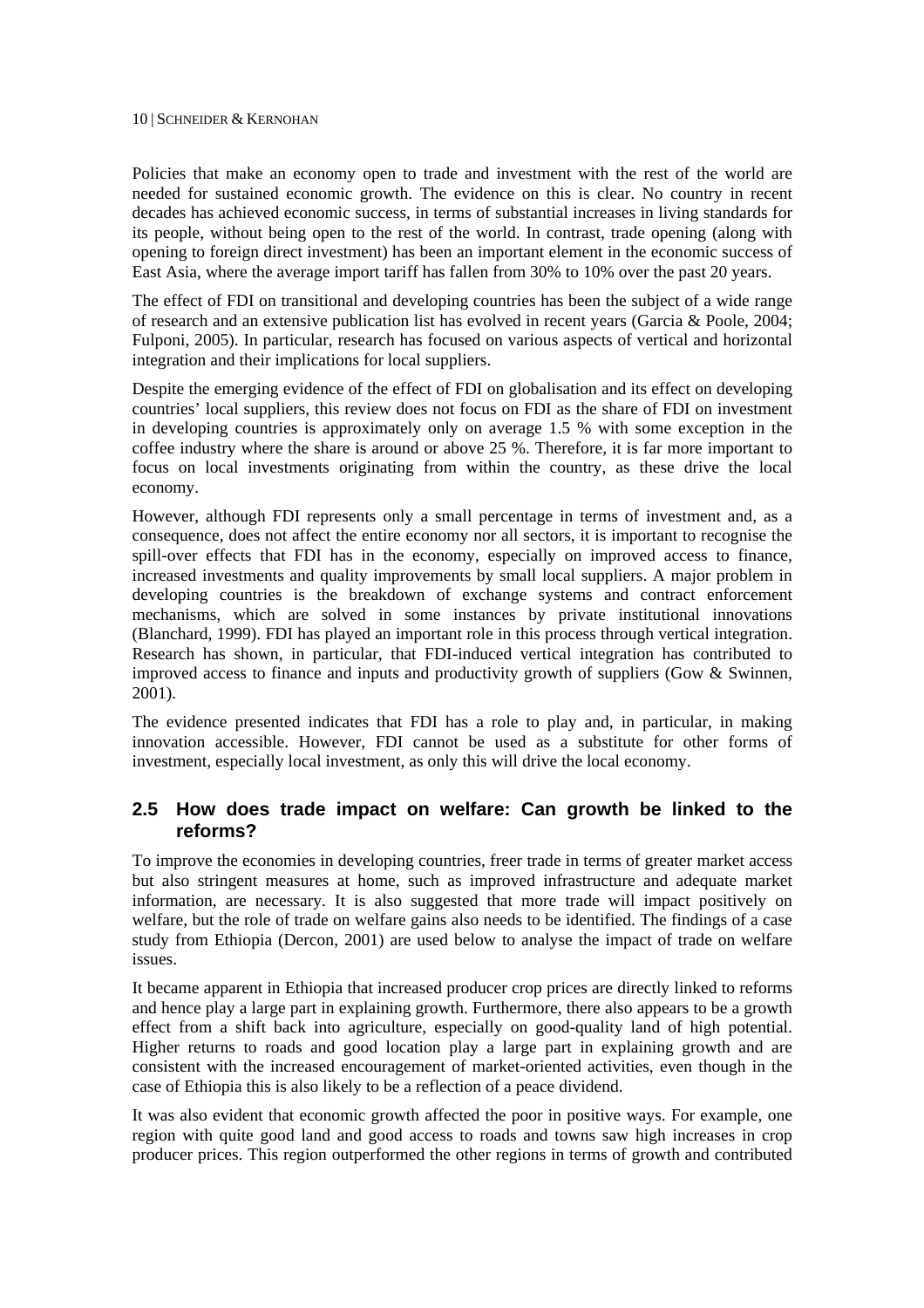Policies that make an economy open to trade and investment with the rest of the world are needed for sustained economic growth. The evidence on this is clear. No country in recent decades has achieved economic success, in terms of substantial increases in living standards for its people, without being open to the rest of the world. In contrast, trade opening (along with opening to foreign direct investment) has been an important element in the economic success of East Asia, where the average import tariff has fallen from 30% to 10% over the past 20 years.

The effect of FDI on transitional and developing countries has been the subject of a wide range of research and an extensive publication list has evolved in recent years (Garcia & Poole, 2004; Fulponi, 2005). In particular, research has focused on various aspects of vertical and horizontal integration and their implications for local suppliers.

Despite the emerging evidence of the effect of FDI on globalisation and its effect on developing countries' local suppliers, this review does not focus on FDI as the share of FDI on investment in developing countries is approximately only on average 1.5 % with some exception in the coffee industry where the share is around or above 25 %. Therefore, it is far more important to focus on local investments originating from within the country, as these drive the local economy.

However, although FDI represents only a small percentage in terms of investment and, as a consequence, does not affect the entire economy nor all sectors, it is important to recognise the spill-over effects that FDI has in the economy, especially on improved access to finance, increased investments and quality improvements by small local suppliers. A major problem in developing countries is the breakdown of exchange systems and contract enforcement mechanisms, which are solved in some instances by private institutional innovations (Blanchard, 1999). FDI has played an important role in this process through vertical integration. Research has shown, in particular, that FDI-induced vertical integration has contributed to improved access to finance and inputs and productivity growth of suppliers (Gow & Swinnen, 2001).

The evidence presented indicates that FDI has a role to play and, in particular, in making innovation accessible. However, FDI cannot be used as a substitute for other forms of investment, especially local investment, as only this will drive the local economy.

## 2.5 How does trade impact on welfare: Can growth be linked to the reforms?

To improve the economies in developing countries, freer trade in terms of greater market access but also stringent measures at home, such as improved infrastructure and adequate market information, are necessary. It is also suggested that more trade will impact positively on welfare, but the role of trade on welfare gains also needs to be identified. The findings of a case study from Ethiopia (Dercon, 2001) are used below to analyse the impact of trade on welfare issues.

It became apparent in Ethiopia that increased producer crop prices are directly linked to reforms and hence play a large part in explaining growth. Furthermore, there also appears to be a growth effect from a shift back into agriculture, especially on good-quality land of high potential. Higher returns to roads and good location play a large part in explaining growth and are consistent with the increased encouragement of market-oriented activities, even though in the case of Ethiopia this is also likely to be a reflection of a peace dividend.

It was also evident that economic growth affected the poor in positive ways. For example, one region with quite good land and good access to roads and towns saw high increases in crop producer prices. This region outperformed the other regions in terms of growth and contributed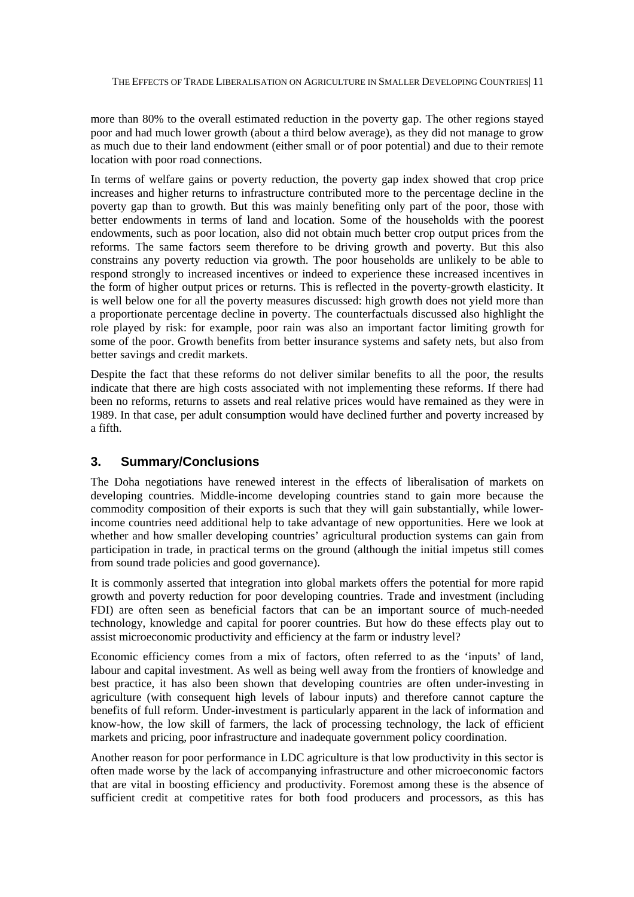more than 80% to the overall estimated reduction in the poverty gap. The other regions stayed poor and had much lower growth (about a third below average), as they did not manage to grow as much due to their land endowment (either small or of poor potential) and due to their remote location with poor road connections.

In terms of welfare gains or poverty reduction, the poverty gap index showed that crop price increases and higher returns to infrastructure contributed more to the percentage decline in the poverty gap than to growth. But this was mainly benefiting only part of the poor, those with better endowments in terms of land and location. Some of the households with the poorest endowments, such as poor location, also did not obtain much better crop output prices from the reforms. The same factors seem therefore to be driving growth and poverty. But this also constrains any poverty reduction via growth. The poor households are unlikely to be able to respond strongly to increased incentives or indeed to experience these increased incentives in the form of higher output prices or returns. This is reflected in the poverty-growth elasticity. It is well below one for all the poverty measures discussed: high growth does not yield more than a proportionate percentage decline in poverty. The counterfactuals discussed also highlight the role played by risk: for example, poor rain was also an important factor limiting growth for some of the poor. Growth benefits from better insurance systems and safety nets, but also from better savings and credit markets.

Despite the fact that these reforms do not deliver similar benefits to all the poor, the results indicate that there are high costs associated with not implementing these reforms. If there had been no reforms, returns to assets and real relative prices would have remained as they were in 1989. In that case, per adult consumption would have declined further and poverty increased by a fifth.

## 3. Summary/Conclusions

The Doha negotiations have renewed interest in the effects of liberalisation of markets on developing countries. Middle-income developing countries stand to gain more because the commodity composition of their exports is such that they will gain substantially, while lower-income countries need additional help to take advantage of new opportunities. Here we look at whether and how smaller developing countries' agricultural production systems can gain from participation in trade, in practical terms on the ground (although the initial impetus still comes from sound trade policies and good governance).

It is commonly asserted that integration into global markets offers the potential for more rapid growth and poverty reduction for poor developing countries. Trade and investment (including FDI) are often seen as beneficial factors that can be an important source of much-needed technology, knowledge and capital for poorer countries. But how do these effects play out to assist microeconomic productivity and efficiency at the farm or industry level?

Economic efficiency comes from a mix of factors, often referred to as the 'inputs' of land, labour and capital investment. As well as being well away from the frontiers of knowledge and best practice, it has also been shown that developing countries are often under-investing in agriculture (with consequent high levels of labour inputs) and therefore cannot capture the benefits of full reform. Under-investment is particularly apparent in the lack of information and know-how, the low skill of farmers, the lack of processing technology, the lack of efficient markets and pricing, poor infrastructure and inadequate government policy coordination.

Another reason for poor performance in LDC agriculture is that low productivity in this sector is often made worse by the lack of accompanying infrastructure and other microeconomic factors that are vital in boosting efficiency and productivity. Foremost among these is the absence of sufficient credit at competitive rates for both food producers and processors, as this has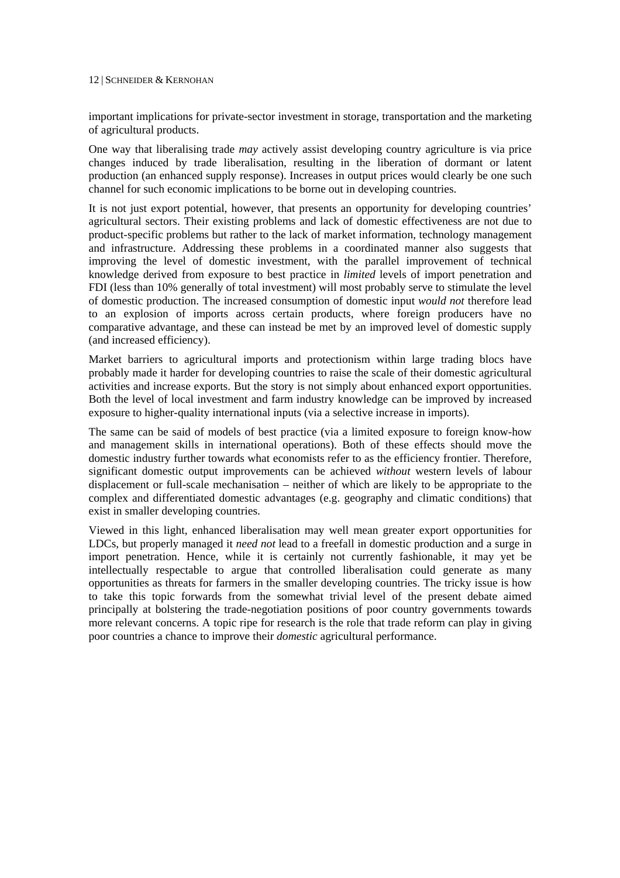important implications for private-sector investment in storage, transportation and the marketing of agricultural products.

One way that liberalising trade *may* actively assist developing country agriculture is via price changes induced by trade liberalisation, resulting in the liberation of dormant or latent production (an enhanced supply response). Increases in output prices would clearly be one such channel for such economic implications to be borne out in developing countries.

It is not just export potential, however, that presents an opportunity for developing countries' agricultural sectors. Their existing problems and lack of domestic effectiveness are not due to product-specific problems but rather to the lack of market information, technology management and infrastructure. Addressing these problems in a coordinated manner also suggests that improving the level of domestic investment, with the parallel improvement of technical knowledge derived from exposure to best practice in *limited* levels of import penetration and FDI (less than 10% generally of total investment) will most probably serve to stimulate the level of domestic production. The increased consumption of domestic input *would not* therefore lead to an explosion of imports across certain products, where foreign producers have no comparative advantage, and these can instead be met by an improved level of domestic supply (and increased efficiency).

Market barriers to agricultural imports and protectionism within large trading blocs have probably made it harder for developing countries to raise the scale of their domestic agricultural activities and increase exports. But the story is not simply about enhanced export opportunities. Both the level of local investment and farm industry knowledge can be improved by increased exposure to higher-quality international inputs (via a selective increase in imports).

The same can be said of models of best practice (via a limited exposure to foreign know-how and management skills in international operations). Both of these effects should move the domestic industry further towards what economists refer to as the efficiency frontier. Therefore, significant domestic output improvements can be achieved *without* western levels of labour displacement or full-scale mechanisation – neither of which are likely to be appropriate to the complex and differentiated domestic advantages (e.g. geography and climatic conditions) that exist in smaller developing countries.

Viewed in this light, enhanced liberalisation may well mean greater export opportunities for LDCs, but properly managed it *need not* lead to a freefall in domestic production and a surge in import penetration. Hence, while it is certainly not currently fashionable, it may yet be intellectually respectable to argue that controlled liberalisation could generate as many opportunities as threats for farmers in the smaller developing countries. The tricky issue is how to take this topic forwards from the somewhat trivial level of the present debate aimed principally at bolstering the trade-negotiation positions of poor country governments towards more relevant concerns. A topic ripe for research is the role that trade reform can play in giving poor countries a chance to improve their *domestic* agricultural performance.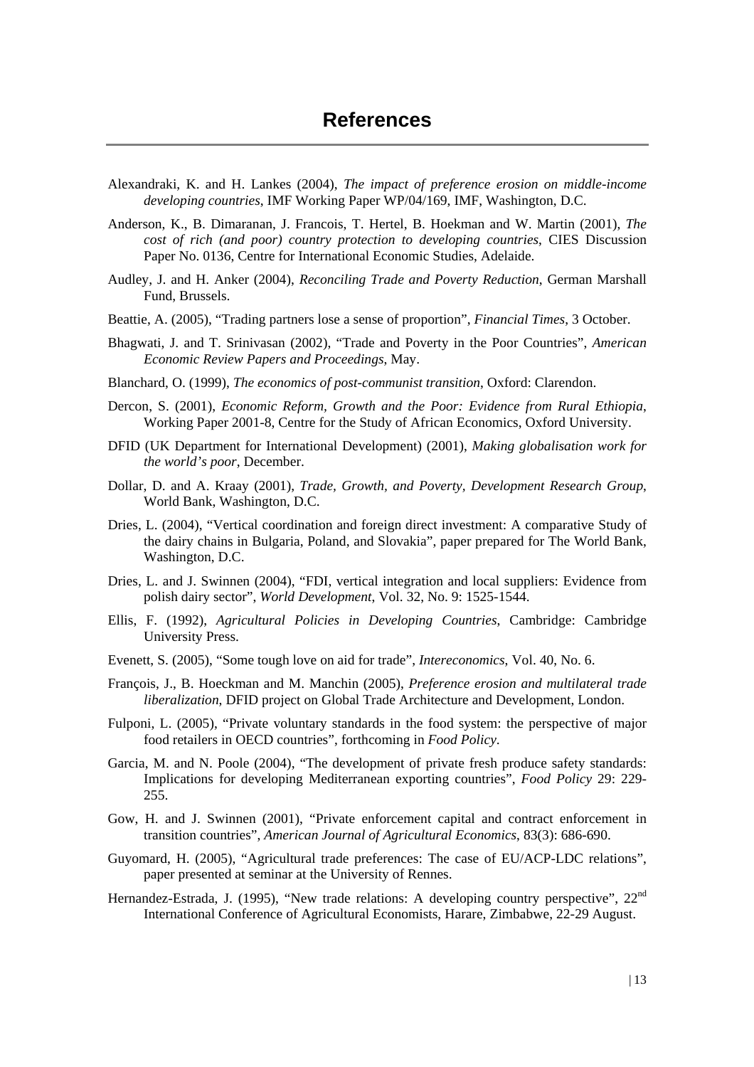# References

Alexandraki, K. and H. Lankes (2004), *The impact of preference erosion on middle-income developing countries*, IMF Working Paper WP/04/169, IMF, Washington, D.C.

Anderson, K., B. Dimaranan, J. Francois, T. Hertel, B. Hoekman and W. Martin (2001), *The cost of rich (and poor) country protection to developing countries*, CIES Discussion Paper No. 0136, Centre for International Economic Studies, Adelaide.

Audley, J. and H. Anker (2004), *Reconciling Trade and Poverty Reduction*, German Marshall Fund, Brussels.

Beattie, A. (2005), "Trading partners lose a sense of proportion", *Financial Times*, 3 October.

Bhagwati, J. and T. Srinivasan (2002), "Trade and Poverty in the Poor Countries", *American Economic Review Papers and Proceedings*, May.

Blanchard, O. (1999), *The economics of post-communist transition*, Oxford: Clarendon.

Dercon, S. (2001), *Economic Reform, Growth and the Poor: Evidence from Rural Ethiopia*, Working Paper 2001-8, Centre for the Study of African Economics, Oxford University.

DFID (UK Department for International Development) (2001), *Making globalisation work for the world's poor*, December.

Dollar, D. and A. Kraay (2001), *Trade, Growth, and Poverty, Development Research Group*, World Bank, Washington, D.C.

Dries, L. (2004), "Vertical coordination and foreign direct investment: A comparative Study of the dairy chains in Bulgaria, Poland, and Slovakia", paper prepared for The World Bank, Washington, D.C.

Dries, L. and J. Swinnen (2004), "FDI, vertical integration and local suppliers: Evidence from polish dairy sector", *World Development*, Vol. 32, No. 9: 1525-1544.

Ellis, F. (1992), *Agricultural Policies in Developing Countries*, Cambridge: Cambridge University Press.

Evenett, S. (2005), "Some tough love on aid for trade", *Intereconomics*, Vol. 40, No. 6.

François, J., B. Hoeckman and M. Manchin (2005), *Preference erosion and multilateral trade liberalization*, DFID project on Global Trade Architecture and Development, London.

Fulponi, L. (2005), "Private voluntary standards in the food system: the perspective of major food retailers in OECD countries", forthcoming in *Food Policy*.

Garcia, M. and N. Poole (2004), "The development of private fresh produce safety standards: Implications for developing Mediterranean exporting countries", *Food Policy* 29: 229-255.

Gow, H. and J. Swinnen (2001), "Private enforcement capital and contract enforcement in transition countries", *American Journal of Agricultural Economics*, 83(3): 686-690.

Guyomard, H. (2005), "Agricultural trade preferences: The case of EU/ACP-LDC relations", paper presented at seminar at the University of Rennes.

Hernandez-Estrada, J. (1995), "New trade relations: A developing country perspective", 22nd International Conference of Agricultural Economists, Harare, Zimbabwe, 22-29 August.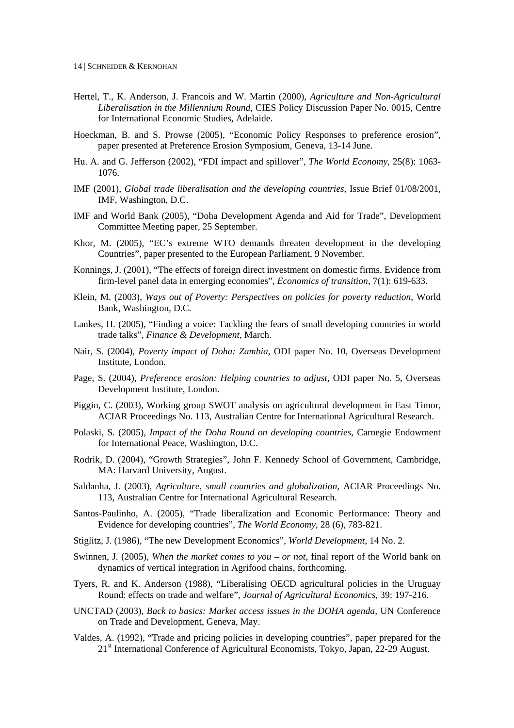Hertel, T., K. Anderson, J. Francois and W. Martin (2000), *Agriculture and Non-Agricultural Liberalisation in the Millennium Round*, CIES Policy Discussion Paper No. 0015, Centre for International Economic Studies, Adelaide.

Hoeckman, B. and S. Prowse (2005), "Economic Policy Responses to preference erosion", paper presented at Preference Erosion Symposium, Geneva, 13-14 June.

Hu. A. and G. Jefferson (2002), "FDI impact and spillover", *The World Economy*, 25(8): 1063-1076.

IMF (2001), *Global trade liberalisation and the developing countries*, Issue Brief 01/08/2001, IMF, Washington, D.C.

IMF and World Bank (2005), "Doha Development Agenda and Aid for Trade", Development Committee Meeting paper, 25 September.

Khor, M. (2005), "EC's extreme WTO demands threaten development in the developing Countries", paper presented to the European Parliament, 9 November.

Konnings, J. (2001), "The effects of foreign direct investment on domestic firms. Evidence from firm-level panel data in emerging economies", *Economics of transition*, 7(1): 619-633.

Klein, M. (2003), *Ways out of Poverty: Perspectives on policies for poverty reduction*, World Bank, Washington, D.C.

Lankes, H. (2005), "Finding a voice: Tackling the fears of small developing countries in world trade talks", *Finance & Development*, March.

Nair, S. (2004), *Poverty impact of Doha: Zambia*, ODI paper No. 10, Overseas Development Institute, London.

Page, S. (2004), *Preference erosion: Helping countries to adjust*, ODI paper No. 5, Overseas Development Institute, London.

Piggin, C. (2003), Working group SWOT analysis on agricultural development in East Timor, ACIAR Proceedings No. 113, Australian Centre for International Agricultural Research.

Polaski, S. (2005), *Impact of the Doha Round on developing countries*, Carnegie Endowment for International Peace, Washington, D.C.

Rodrik, D. (2004), "Growth Strategies", John F. Kennedy School of Government, Cambridge, MA: Harvard University, August.

Saldanha, J. (2003), *Agriculture, small countries and globalization*, ACIAR Proceedings No. 113, Australian Centre for International Agricultural Research.

Santos-Paulinho, A. (2005), "Trade liberalization and Economic Performance: Theory and Evidence for developing countries", *The World Economy*, 28 (6), 783-821.

Stiglitz, J. (1986), "The new Development Economics", *World Development*, 14 No. 2.

Swinnen, J. (2005), *When the market comes to you – or not*, final report of the World bank on dynamics of vertical integration in Agrifood chains, forthcoming.

Tyers, R. and K. Anderson (1988), "Liberalising OECD agricultural policies in the Uruguay Round: effects on trade and welfare", *Journal of Agricultural Economics*, 39: 197-216.

UNCTAD (2003), *Back to basics: Market access issues in the DOHA agenda*, UN Conference on Trade and Development, Geneva, May.

Valdes, A. (1992), "Trade and pricing policies in developing countries", paper prepared for the 21st International Conference of Agricultural Economists, Tokyo, Japan, 22-29 August.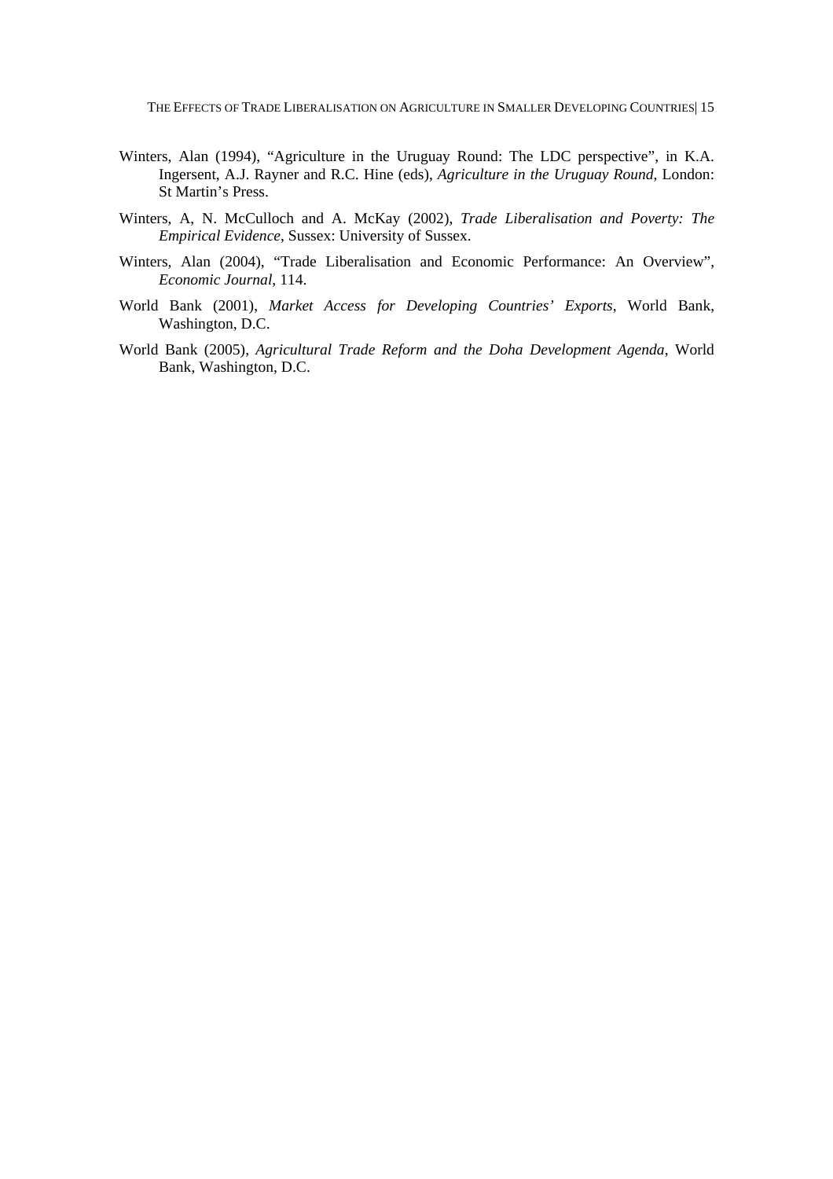Winters, Alan (1994), "Agriculture in the Uruguay Round: The LDC perspective", in K.A. Ingersent, A.J. Rayner and R.C. Hine (eds), *Agriculture in the Uruguay Round*, London: St Martin's Press.

Winters, A, N. McCulloch and A. McKay (2002), *Trade Liberalisation and Poverty: The Empirical Evidence*, Sussex: University of Sussex.

Winters, Alan (2004), "Trade Liberalisation and Economic Performance: An Overview", *Economic Journal*, 114.

World Bank (2001), *Market Access for Developing Countries' Exports*, World Bank, Washington, D.C.

World Bank (2005), *Agricultural Trade Reform and the Doha Development Agenda*, World Bank, Washington, D.C.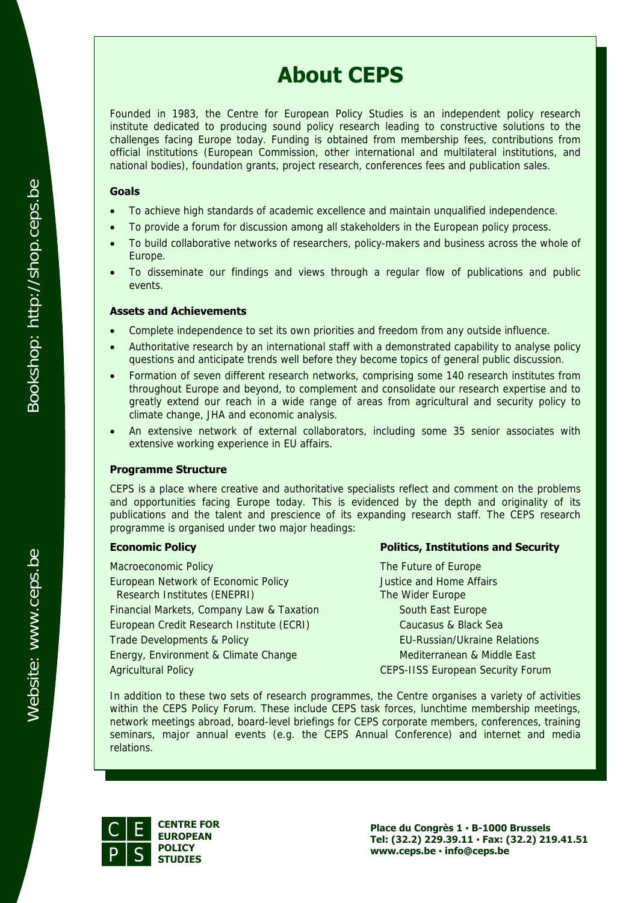# About CEPS

Founded in 1983, the Centre for European Policy Studies is an independent policy research institute dedicated to producing sound policy research leading to constructive solutions to the challenges facing Europe today. Funding is obtained from membership fees, contributions from official institutions (European Commission, other international and multilateral institutions, and national bodies), foundation grants, project research, conferences fees and publication sales.

**Goals**

- To achieve high standards of academic excellence and maintain unqualified independence.
- To provide a forum for discussion among all stakeholders in the European policy process.
- To build collaborative networks of researchers, policy-makers and business across the whole of Europe.
- To disseminate our findings and views through a regular flow of publications and public events.

**Assets and Achievements**

- Complete independence to set its own priorities and freedom from any outside influence.
- Authoritative research by an international staff with a demonstrated capability to analyse policy questions and anticipate trends well before they become topics of general public discussion.
- Formation of seven different research networks, comprising some 140 research institutes from throughout Europe and beyond, to complement and consolidate our research expertise and to greatly extend our reach in a wide range of areas from agricultural and security policy to climate change, JHA and economic analysis.
- An extensive network of external collaborators, including some 35 senior associates with extensive working experience in EU affairs.

**Programme Structure**

CEPS is a place where creative and authoritative specialists reflect and comment on the problems and opportunities facing Europe today. This is evidenced by the depth and originality of its publications and the talent and prescience of its expanding research staff. The CEPS research programme is organised under two major headings:

**Economic Policy**

Macroeconomic Policy
European Network of Economic Policy Research Institutes (ENEPRI)
Financial Markets, Company Law & Taxation
European Credit Research Institute (ECRI)
Trade Developments & Policy
Energy, Environment & Climate Change
Agricultural Policy

**Politics, Institutions and Security**

The Future of Europe
Justice and Home Affairs
The Wider Europe
- South East Europe
- Caucasus & Black Sea
- EU-Russian/Ukraine Relations
- Mediterranean & Middle East

CEPS-IISS European Security Forum

In addition to these two sets of research programmes, the Centre organises a variety of activities within the CEPS Policy Forum. These include CEPS task forces, lunchtime membership meetings, network meetings abroad, board-level briefings for CEPS corporate members, conferences, training seminars, major annual events (e.g. the CEPS Annual Conference) and internet and media relations.

CENTRE FOR EUROPEAN POLICY STUDIES

Place du Congrès 1 • B-1000 Brussels
Tel: (32.2) 229.39.11 • Fax: (32.2) 219.41.51
www.ceps.be • info@ceps.be

Bookshop: http://shop.ceps.be

Website: www.ceps.be